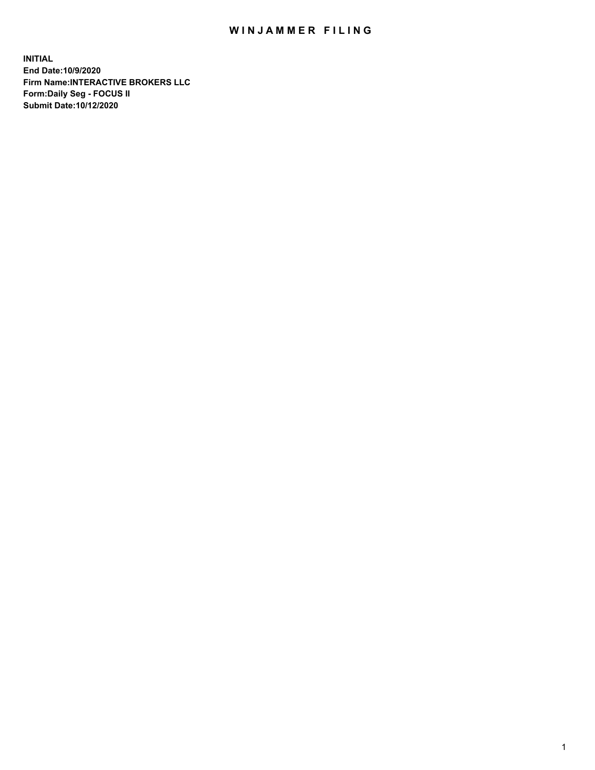# WINJAMMER FILING

**INITIAL**
**End Date:10/9/2020**
**Firm Name:INTERACTIVE BROKERS LLC**
**Form:Daily Seg - FOCUS II**
**Submit Date:10/12/2020**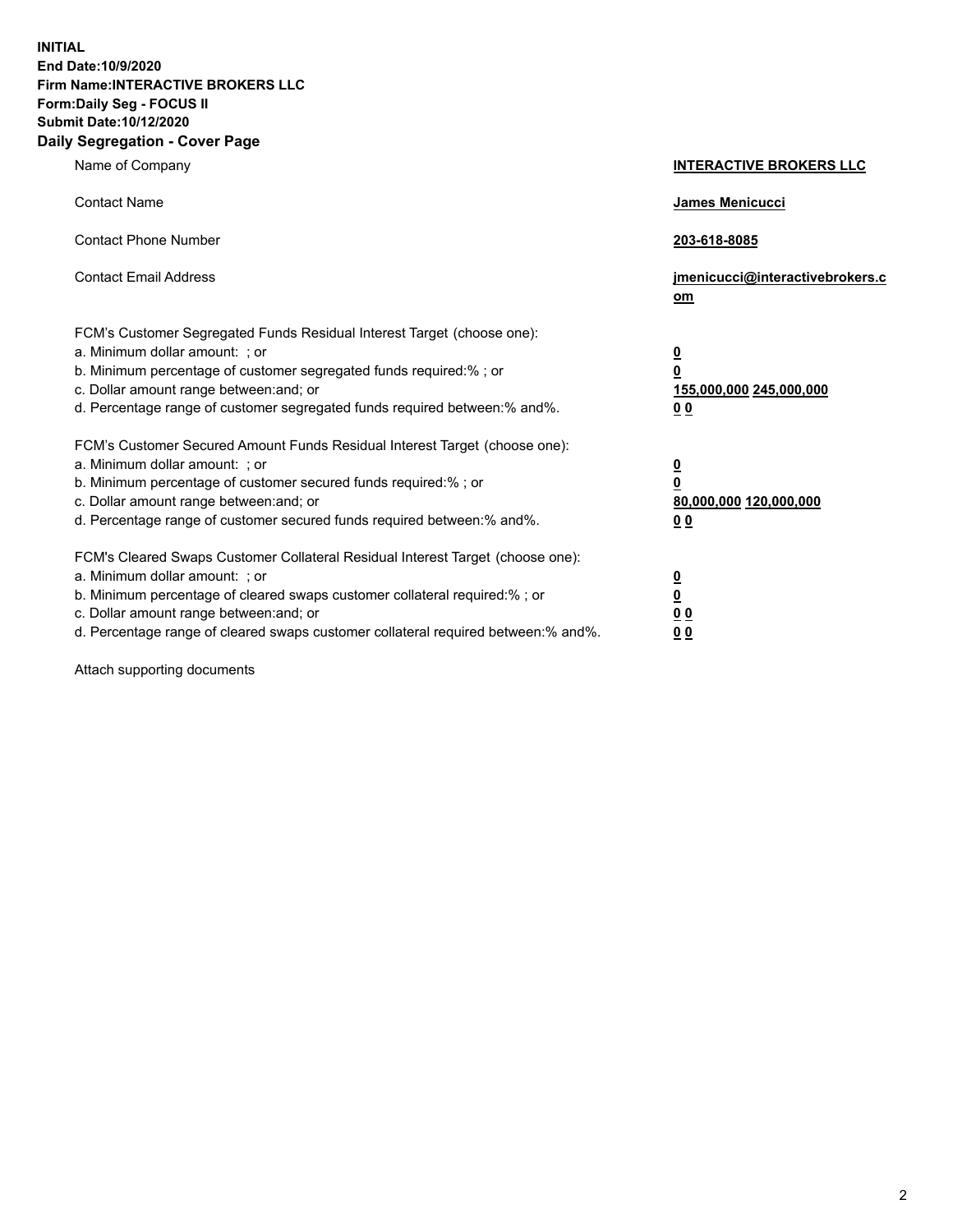**INITIAL**
**End Date:10/9/2020**
**Firm Name:INTERACTIVE BROKERS LLC**
**Form:Daily Seg - FOCUS II**
**Submit Date:10/12/2020**
**Daily Segregation - Cover Page**

| | |
|---|---|
| Name of Company | **INTERACTIVE BROKERS LLC** |
| Contact Name | **James Menicucci** |
| Contact Phone Number | **203-618-8085** |
| Contact Email Address | **jmenicucci@interactivebrokers.com** |
| FCM's Customer Segregated Funds Residual Interest Target (choose one): | |
| a. Minimum dollar amount: ; or | **0** |
| b. Minimum percentage of customer segregated funds required:% ; or | **0** |
| c. Dollar amount range between:and; or | **155,000,000 245,000,000** |
| d. Percentage range of customer segregated funds required between:% and%. | **0 0** |
| FCM's Customer Secured Amount Funds Residual Interest Target (choose one): | |
| a. Minimum dollar amount: ; or | **0** |
| b. Minimum percentage of customer secured funds required:% ; or | **0** |
| c. Dollar amount range between:and; or | **80,000,000 120,000,000** |
| d. Percentage range of customer secured funds required between:% and%. | **0 0** |
| FCM's Cleared Swaps Customer Collateral Residual Interest Target (choose one): | |
| a. Minimum dollar amount: ; or | **0** |
| b. Minimum percentage of cleared swaps customer collateral required:% ; or | **0** |
| c. Dollar amount range between:and; or | **0 0** |
| d. Percentage range of cleared swaps customer collateral required between:% and%. | **0 0** |

Attach supporting documents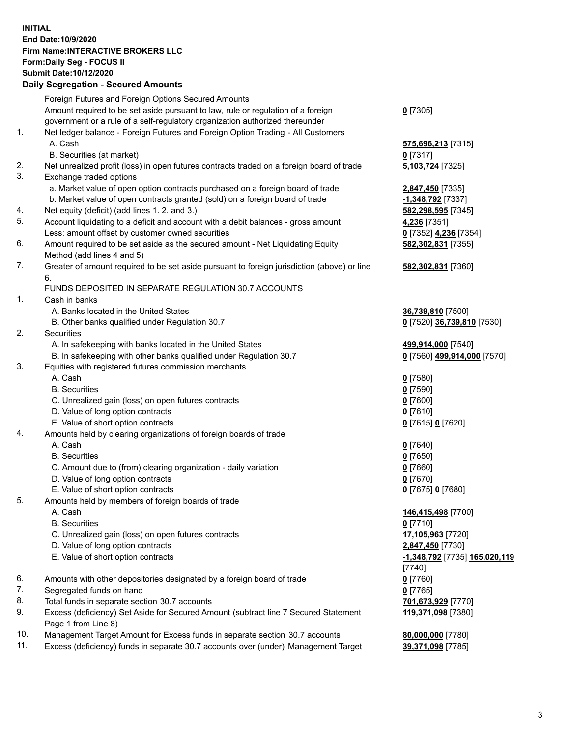**INITIAL**
**End Date:10/9/2020**
**Firm Name:INTERACTIVE BROKERS LLC**
**Form:Daily Seg - FOCUS II**
**Submit Date:10/12/2020**

**Daily Segregation - Secured Amounts**

| | | |
|---|---|---|
| | Foreign Futures and Foreign Options Secured Amounts | |
| | Amount required to be set aside pursuant to law, rule or regulation of a foreign government or a rule of a self-regulatory organization authorized thereunder | **0** [7305] |
| 1. | Net ledger balance - Foreign Futures and Foreign Option Trading - All Customers | |
| | A. Cash | **575,696,213** [7315] |
| | B. Securities (at market) | **0** [7317] |
| 2. | Net unrealized profit (loss) in open futures contracts traded on a foreign board of trade | **5,103,724** [7325] |
| 3. | Exchange traded options | |
| | a. Market value of open option contracts purchased on a foreign board of trade | **2,847,450** [7335] |
| | b. Market value of open contracts granted (sold) on a foreign board of trade | **-1,348,792** [7337] |
| 4. | Net equity (deficit) (add lines 1. 2. and 3.) | **582,298,595** [7345] |
| 5. | Account liquidating to a deficit and account with a debit balances - gross amount | **4,236** [7351] |
| | Less: amount offset by customer owned securities | **0** [7352] **4,236** [7354] |
| 6. | Amount required to be set aside as the secured amount - Net Liquidating Equity Method (add lines 4 and 5) | **582,302,831** [7355] |
| 7. | Greater of amount required to be set aside pursuant to foreign jurisdiction (above) or line 6. | **582,302,831** [7360] |
| | FUNDS DEPOSITED IN SEPARATE REGULATION 30.7 ACCOUNTS | |
| 1. | Cash in banks | |
| | A. Banks located in the United States | **36,739,810** [7500] |
| | B. Other banks qualified under Regulation 30.7 | **0** [7520] **36,739,810** [7530] |
| 2. | Securities | |
| | A. In safekeeping with banks located in the United States | **499,914,000** [7540] |
| | B. In safekeeping with other banks qualified under Regulation 30.7 | **0** [7560] **499,914,000** [7570] |
| 3. | Equities with registered futures commission merchants | |
| | A. Cash | **0** [7580] |
| | B. Securities | **0** [7590] |
| | C. Unrealized gain (loss) on open futures contracts | **0** [7600] |
| | D. Value of long option contracts | **0** [7610] |
| | E. Value of short option contracts | **0** [7615] **0** [7620] |
| 4. | Amounts held by clearing organizations of foreign boards of trade | |
| | A. Cash | **0** [7640] |
| | B. Securities | **0** [7650] |
| | C. Amount due to (from) clearing organization - daily variation | **0** [7660] |
| | D. Value of long option contracts | **0** [7670] |
| | E. Value of short option contracts | **0** [7675] **0** [7680] |
| 5. | Amounts held by members of foreign boards of trade | |
| | A. Cash | **146,415,498** [7700] |
| | B. Securities | **0** [7710] |
| | C. Unrealized gain (loss) on open futures contracts | **17,105,963** [7720] |
| | D. Value of long option contracts | **2,847,450** [7730] |
| | E. Value of short option contracts | **-1,348,792** [7735] **165,020,119** [7740] |
| 6. | Amounts with other depositories designated by a foreign board of trade | **0** [7760] |
| 7. | Segregated funds on hand | **0** [7765] |
| 8. | Total funds in separate section 30.7 accounts | **701,673,929** [7770] |
| 9. | Excess (deficiency) Set Aside for Secured Amount (subtract line 7 Secured Statement Page 1 from Line 8) | **119,371,098** [7380] |
| 10. | Management Target Amount for Excess funds in separate section 30.7 accounts | **80,000,000** [7780] |
| 11. | Excess (deficiency) funds in separate 30.7 accounts over (under) Management Target | **39,371,098** [7785] |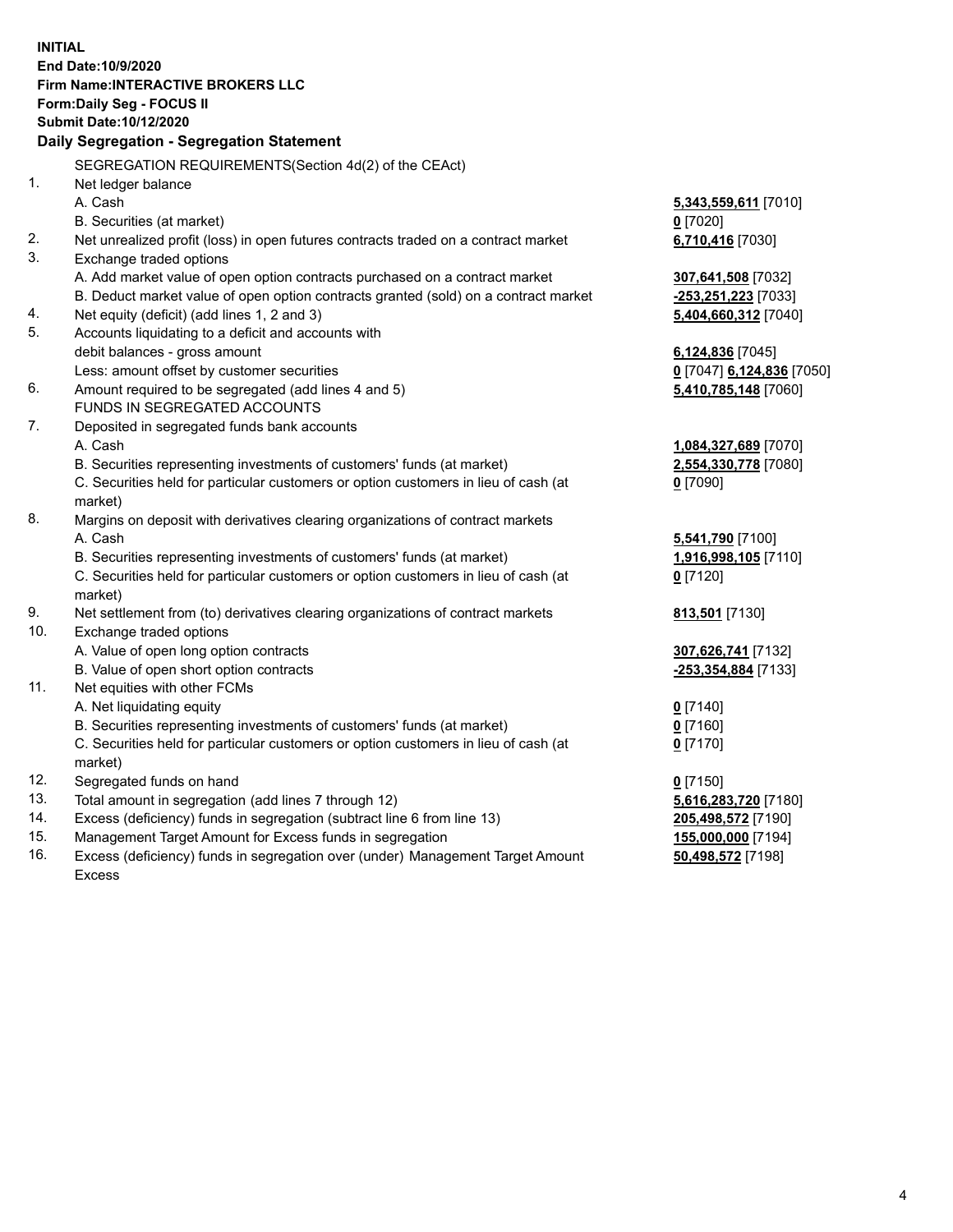**INITIAL**
**End Date:10/9/2020**
**Firm Name:INTERACTIVE BROKERS LLC**
**Form:Daily Seg - FOCUS II**
**Submit Date:10/12/2020**

## Daily Segregation - Segregation Statement

SEGREGATION REQUIREMENTS(Section 4d(2) of the CEAct)

| | | |
|---|---|---|
| 1. | Net ledger balance | |
| | A. Cash | **5,343,559,611** [7010] |
| | B. Securities (at market) | **0** [7020] |
| 2. | Net unrealized profit (loss) in open futures contracts traded on a contract market | **6,710,416** [7030] |
| 3. | Exchange traded options | |
| | A. Add market value of open option contracts purchased on a contract market | **307,641,508** [7032] |
| | B. Deduct market value of open option contracts granted (sold) on a contract market | **-253,251,223** [7033] |
| 4. | Net equity (deficit) (add lines 1, 2 and 3) | **5,404,660,312** [7040] |
| 5. | Accounts liquidating to a deficit and accounts with debit balances - gross amount | **6,124,836** [7045] |
| | Less: amount offset by customer securities | **0** [7047] **6,124,836** [7050] |
| 6. | Amount required to be segregated (add lines 4 and 5) | **5,410,785,148** [7060] |
| | FUNDS IN SEGREGATED ACCOUNTS | |
| 7. | Deposited in segregated funds bank accounts | |
| | A. Cash | **1,084,327,689** [7070] |
| | B. Securities representing investments of customers' funds (at market) | **2,554,330,778** [7080] |
| | C. Securities held for particular customers or option customers in lieu of cash (at market) | **0** [7090] |
| 8. | Margins on deposit with derivatives clearing organizations of contract markets | |
| | A. Cash | **5,541,790** [7100] |
| | B. Securities representing investments of customers' funds (at market) | **1,916,998,105** [7110] |
| | C. Securities held for particular customers or option customers in lieu of cash (at market) | **0** [7120] |
| 9. | Net settlement from (to) derivatives clearing organizations of contract markets | **813,501** [7130] |
| 10. | Exchange traded options | |
| | A. Value of open long option contracts | **307,626,741** [7132] |
| | B. Value of open short option contracts | **-253,354,884** [7133] |
| 11. | Net equities with other FCMs | |
| | A. Net liquidating equity | **0** [7140] |
| | B. Securities representing investments of customers' funds (at market) | **0** [7160] |
| | C. Securities held for particular customers or option customers in lieu of cash (at market) | **0** [7170] |
| 12. | Segregated funds on hand | **0** [7150] |
| 13. | Total amount in segregation (add lines 7 through 12) | **5,616,283,720** [7180] |
| 14. | Excess (deficiency) funds in segregation (subtract line 6 from line 13) | **205,498,572** [7190] |
| 15. | Management Target Amount for Excess funds in segregation | **155,000,000** [7194] |
| 16. | Excess (deficiency) funds in segregation over (under) Management Target Amount Excess | **50,498,572** [7198] |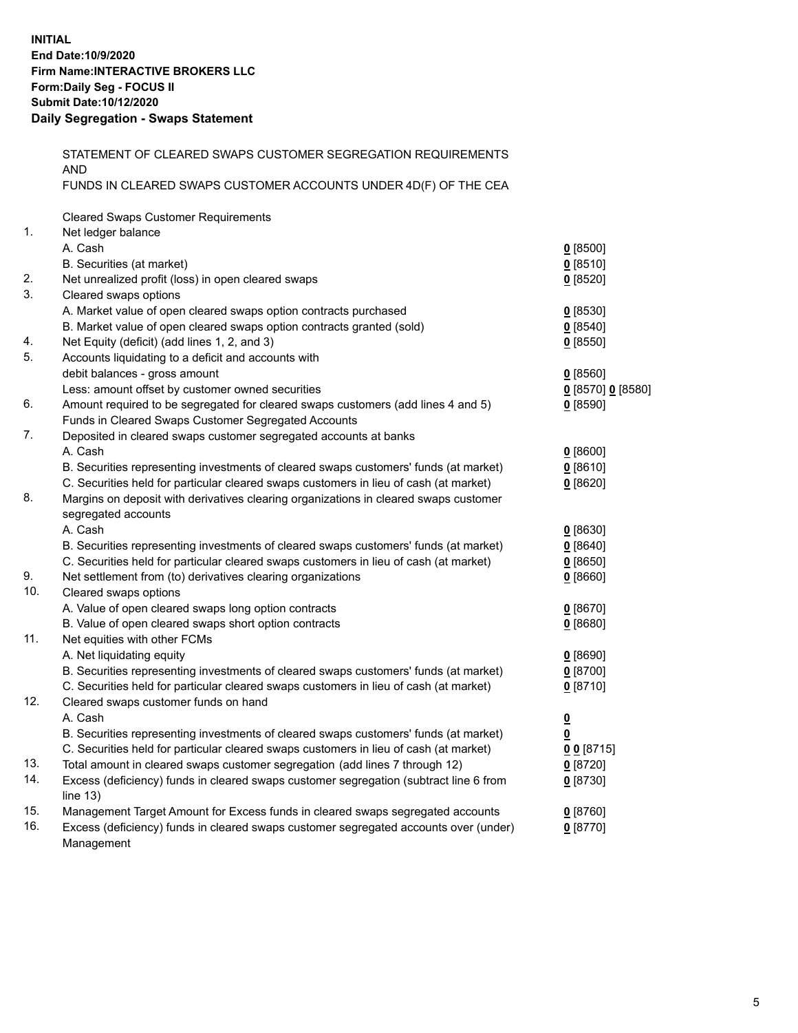**INITIAL**
**End Date:10/9/2020**
**Firm Name:INTERACTIVE BROKERS LLC**
**Form:Daily Seg - FOCUS II**
**Submit Date:10/12/2020**
**Daily Segregation - Swaps Statement**

STATEMENT OF CLEARED SWAPS CUSTOMER SEGREGATION REQUIREMENTS AND FUNDS IN CLEARED SWAPS CUSTOMER ACCOUNTS UNDER 4D(F) OF THE CEA

| | | |
|---|---|---|
| | Cleared Swaps Customer Requirements | |
| 1. | Net ledger balance | |
| | A. Cash | 0 [8500] |
| | B. Securities (at market) | 0 [8510] |
| 2. | Net unrealized profit (loss) in open cleared swaps | 0 [8520] |
| 3. | Cleared swaps options | |
| | A. Market value of open cleared swaps option contracts purchased | 0 [8530] |
| | B. Market value of open cleared swaps option contracts granted (sold) | 0 [8540] |
| 4. | Net Equity (deficit) (add lines 1, 2, and 3) | 0 [8550] |
| 5. | Accounts liquidating to a deficit and accounts with | |
| | debit balances - gross amount | 0 [8560] |
| | Less: amount offset by customer owned securities | 0 [8570] 0 [8580] |
| 6. | Amount required to be segregated for cleared swaps customers (add lines 4 and 5) | 0 [8590] |
| | Funds in Cleared Swaps Customer Segregated Accounts | |
| 7. | Deposited in cleared swaps customer segregated accounts at banks | |
| | A. Cash | 0 [8600] |
| | B. Securities representing investments of cleared swaps customers' funds (at market) | 0 [8610] |
| | C. Securities held for particular cleared swaps customers in lieu of cash (at market) | 0 [8620] |
| 8. | Margins on deposit with derivatives clearing organizations in cleared swaps customer segregated accounts | |
| | A. Cash | 0 [8630] |
| | B. Securities representing investments of cleared swaps customers' funds (at market) | 0 [8640] |
| | C. Securities held for particular cleared swaps customers in lieu of cash (at market) | 0 [8650] |
| 9. | Net settlement from (to) derivatives clearing organizations | 0 [8660] |
| 10. | Cleared swaps options | |
| | A. Value of open cleared swaps long option contracts | 0 [8670] |
| | B. Value of open cleared swaps short option contracts | 0 [8680] |
| 11. | Net equities with other FCMs | |
| | A. Net liquidating equity | 0 [8690] |
| | B. Securities representing investments of cleared swaps customers' funds (at market) | 0 [8700] |
| | C. Securities held for particular cleared swaps customers in lieu of cash (at market) | 0 [8710] |
| 12. | Cleared swaps customer funds on hand | |
| | A. Cash | 0 |
| | B. Securities representing investments of cleared swaps customers' funds (at market) | 0 |
| | C. Securities held for particular cleared swaps customers in lieu of cash (at market) | 0 0 [8715] |
| 13. | Total amount in cleared swaps customer segregation (add lines 7 through 12) | 0 [8720] |
| 14. | Excess (deficiency) funds in cleared swaps customer segregation (subtract line 6 from line 13) | 0 [8730] |
| 15. | Management Target Amount for Excess funds in cleared swaps segregated accounts | 0 [8760] |
| 16. | Excess (deficiency) funds in cleared swaps customer segregated accounts over (under) Management | 0 [8770] |